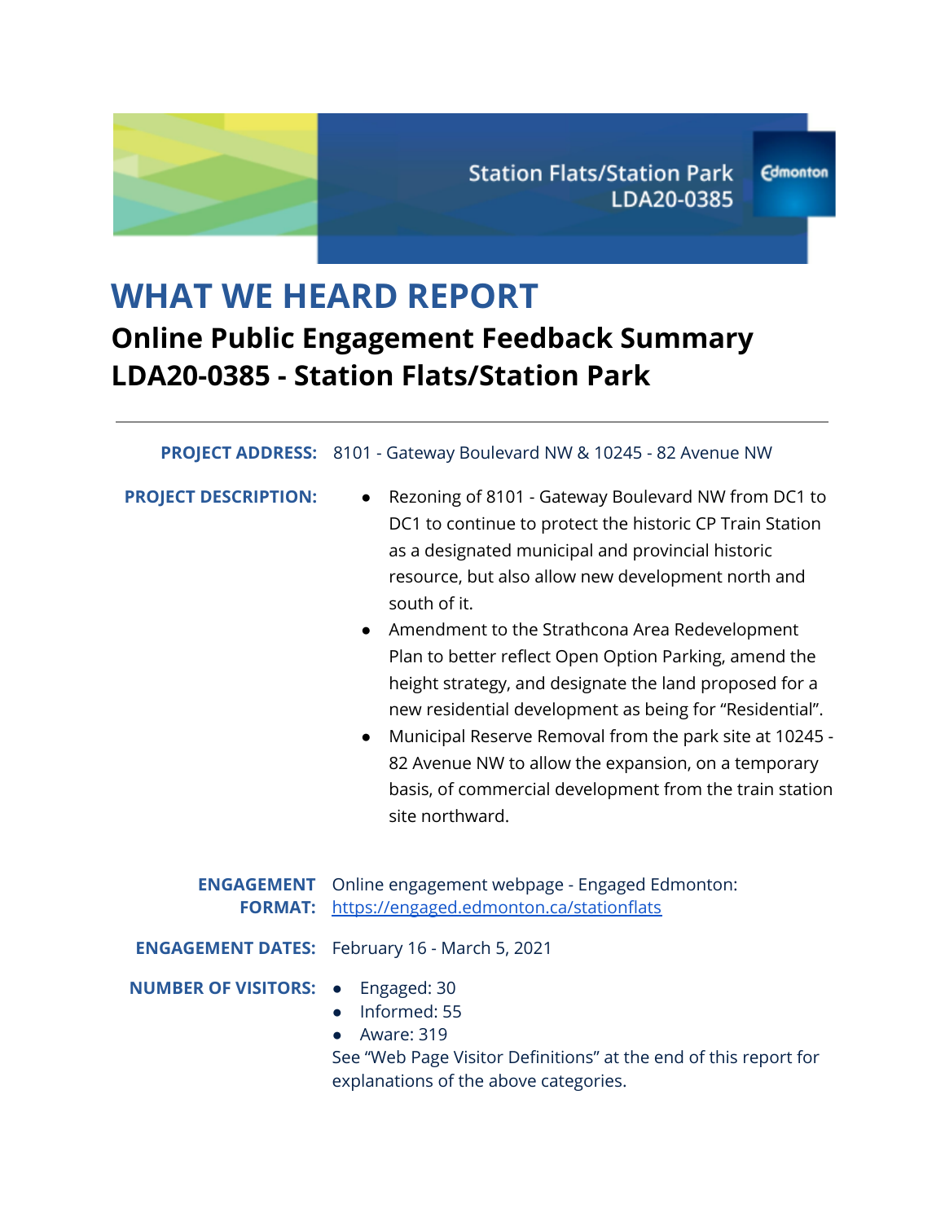Station Flats/Station Park
LDA20-0385

Edmonton

# WHAT WE HEARD REPORT

## Online Public Engagement Feedback Summary
## LDA20-0385 - Station Flats/Station Park

---

**PROJECT ADDRESS:** 8101 - Gateway Boulevard NW & 10245 - 82 Avenue NW

**PROJECT DESCRIPTION:**

- Rezoning of 8101 - Gateway Boulevard NW from DC1 to DC1 to continue to protect the historic CP Train Station as a designated municipal and provincial historic resource, but also allow new development north and south of it.
- Amendment to the Strathcona Area Redevelopment Plan to better reflect Open Option Parking, amend the height strategy, and designate the land proposed for a new residential development as being for "Residential".
- Municipal Reserve Removal from the park site at 10245 - 82 Avenue NW to allow the expansion, on a temporary basis, of commercial development from the train station site northward.

**ENGAGEMENT FORMAT:** Online engagement webpage - Engaged Edmonton: https://engaged.edmonton.ca/stationflats

**ENGAGEMENT DATES:** February 16 - March 5, 2021

**NUMBER OF VISITORS:**

- Engaged: 30
- Informed: 55
- Aware: 319

See "Web Page Visitor Definitions" at the end of this report for explanations of the above categories.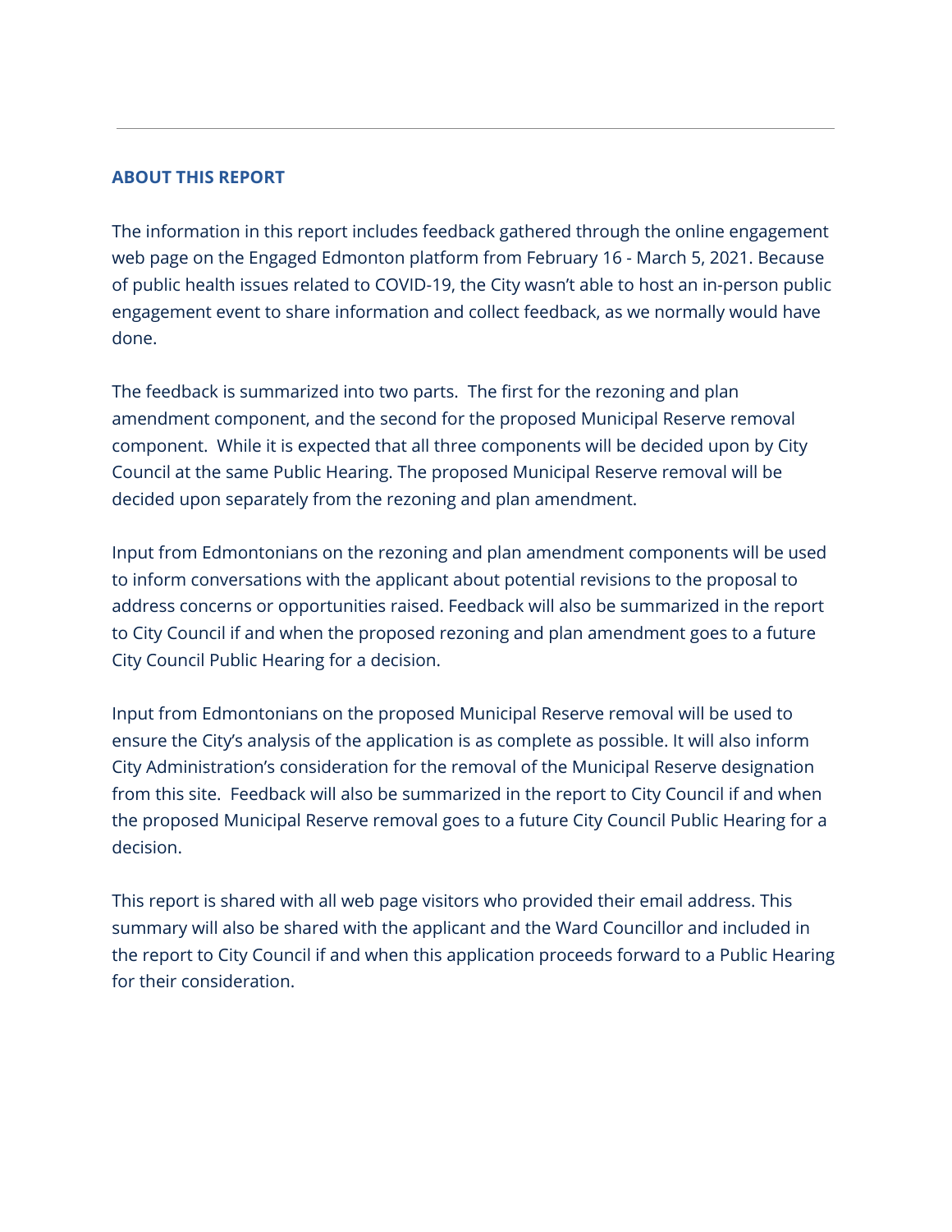## ABOUT THIS REPORT

The information in this report includes feedback gathered through the online engagement web page on the Engaged Edmonton platform from February 16 - March 5, 2021. Because of public health issues related to COVID-19, the City wasn't able to host an in-person public engagement event to share information and collect feedback, as we normally would have done.

The feedback is summarized into two parts. The first for the rezoning and plan amendment component, and the second for the proposed Municipal Reserve removal component. While it is expected that all three components will be decided upon by City Council at the same Public Hearing. The proposed Municipal Reserve removal will be decided upon separately from the rezoning and plan amendment.

Input from Edmontonians on the rezoning and plan amendment components will be used to inform conversations with the applicant about potential revisions to the proposal to address concerns or opportunities raised. Feedback will also be summarized in the report to City Council if and when the proposed rezoning and plan amendment goes to a future City Council Public Hearing for a decision.

Input from Edmontonians on the proposed Municipal Reserve removal will be used to ensure the City's analysis of the application is as complete as possible. It will also inform City Administration's consideration for the removal of the Municipal Reserve designation from this site. Feedback will also be summarized in the report to City Council if and when the proposed Municipal Reserve removal goes to a future City Council Public Hearing for a decision.

This report is shared with all web page visitors who provided their email address. This summary will also be shared with the applicant and the Ward Councillor and included in the report to City Council if and when this application proceeds forward to a Public Hearing for their consideration.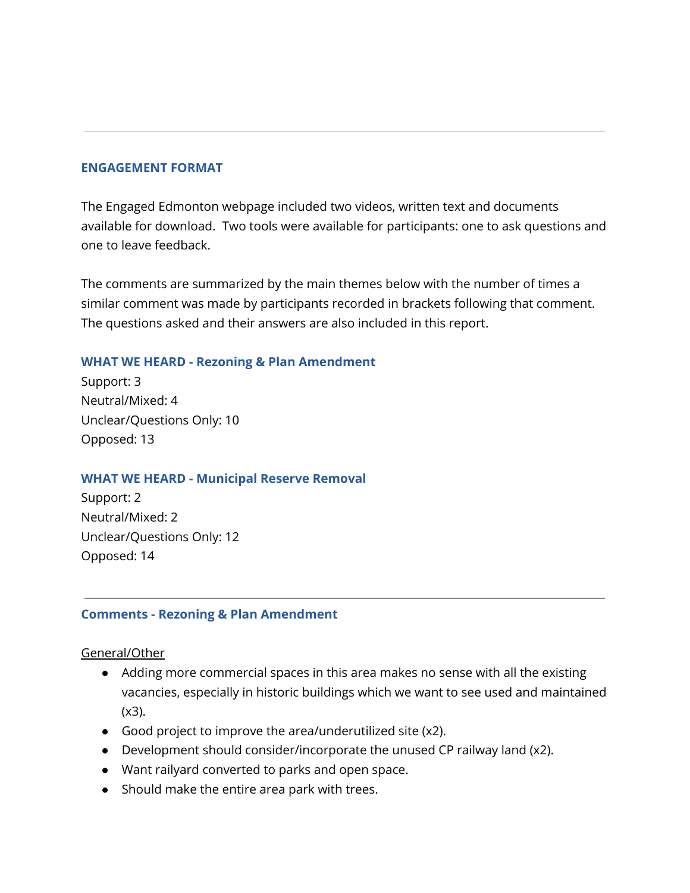---

## ENGAGEMENT FORMAT

The Engaged Edmonton webpage included two videos, written text and documents available for download. Two tools were available for participants: one to ask questions and one to leave feedback.

The comments are summarized by the main themes below with the number of times a similar comment was made by participants recorded in brackets following that comment. The questions asked and their answers are also included in this report.

### WHAT WE HEARD - Rezoning & Plan Amendment

Support: 3
Neutral/Mixed: 4
Unclear/Questions Only: 10
Opposed: 13

### WHAT WE HEARD - Municipal Reserve Removal

Support: 2
Neutral/Mixed: 2
Unclear/Questions Only: 12
Opposed: 14

---

### Comments - Rezoning & Plan Amendment

General/Other

- Adding more commercial spaces in this area makes no sense with all the existing vacancies, especially in historic buildings which we want to see used and maintained (x3).
- Good project to improve the area/underutilized site (x2).
- Development should consider/incorporate the unused CP railway land (x2).
- Want railyard converted to parks and open space.
- Should make the entire area park with trees.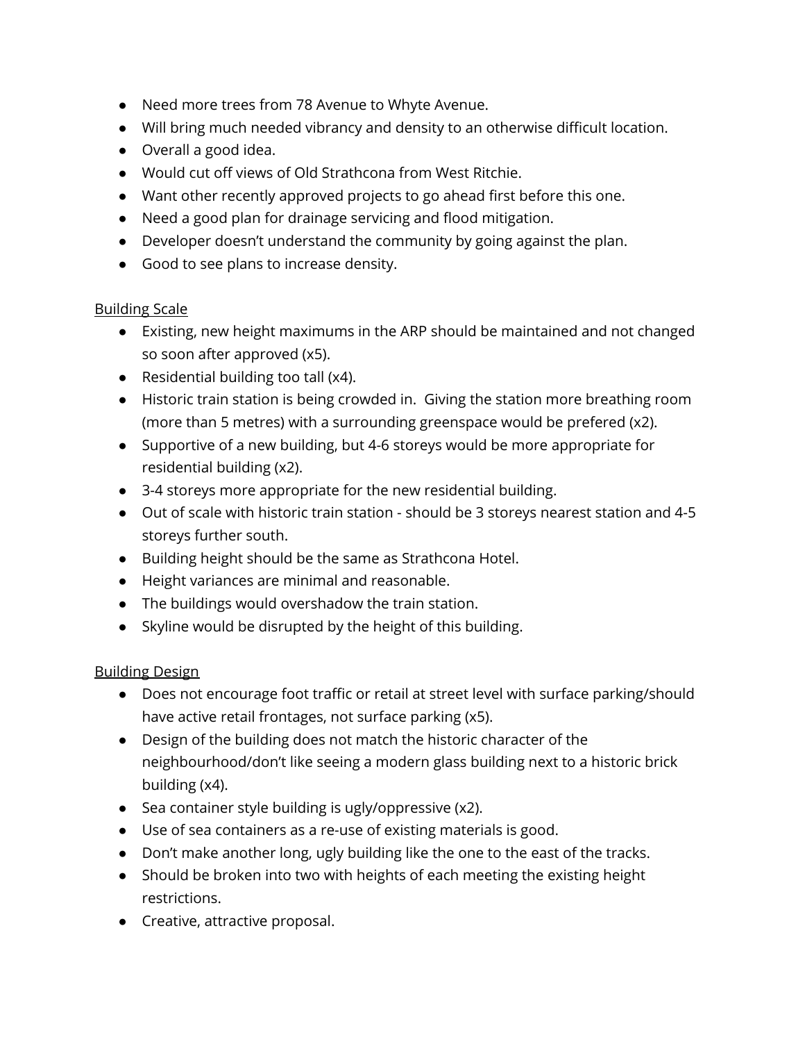- Need more trees from 78 Avenue to Whyte Avenue.
- Will bring much needed vibrancy and density to an otherwise difficult location.
- Overall a good idea.
- Would cut off views of Old Strathcona from West Ritchie.
- Want other recently approved projects to go ahead first before this one.
- Need a good plan for drainage servicing and flood mitigation.
- Developer doesn't understand the community by going against the plan.
- Good to see plans to increase density.

<u>Building Scale</u>

- Existing, new height maximums in the ARP should be maintained and not changed so soon after approved (x5).
- Residential building too tall (x4).
- Historic train station is being crowded in. Giving the station more breathing room (more than 5 metres) with a surrounding greenspace would be prefered (x2).
- Supportive of a new building, but 4-6 storeys would be more appropriate for residential building (x2).
- 3-4 storeys more appropriate for the new residential building.
- Out of scale with historic train station - should be 3 storeys nearest station and 4-5 storeys further south.
- Building height should be the same as Strathcona Hotel.
- Height variances are minimal and reasonable.
- The buildings would overshadow the train station.
- Skyline would be disrupted by the height of this building.

<u>Building Design</u>

- Does not encourage foot traffic or retail at street level with surface parking/should have active retail frontages, not surface parking (x5).
- Design of the building does not match the historic character of the neighbourhood/don't like seeing a modern glass building next to a historic brick building (x4).
- Sea container style building is ugly/oppressive (x2).
- Use of sea containers as a re-use of existing materials is good.
- Don't make another long, ugly building like the one to the east of the tracks.
- Should be broken into two with heights of each meeting the existing height restrictions.
- Creative, attractive proposal.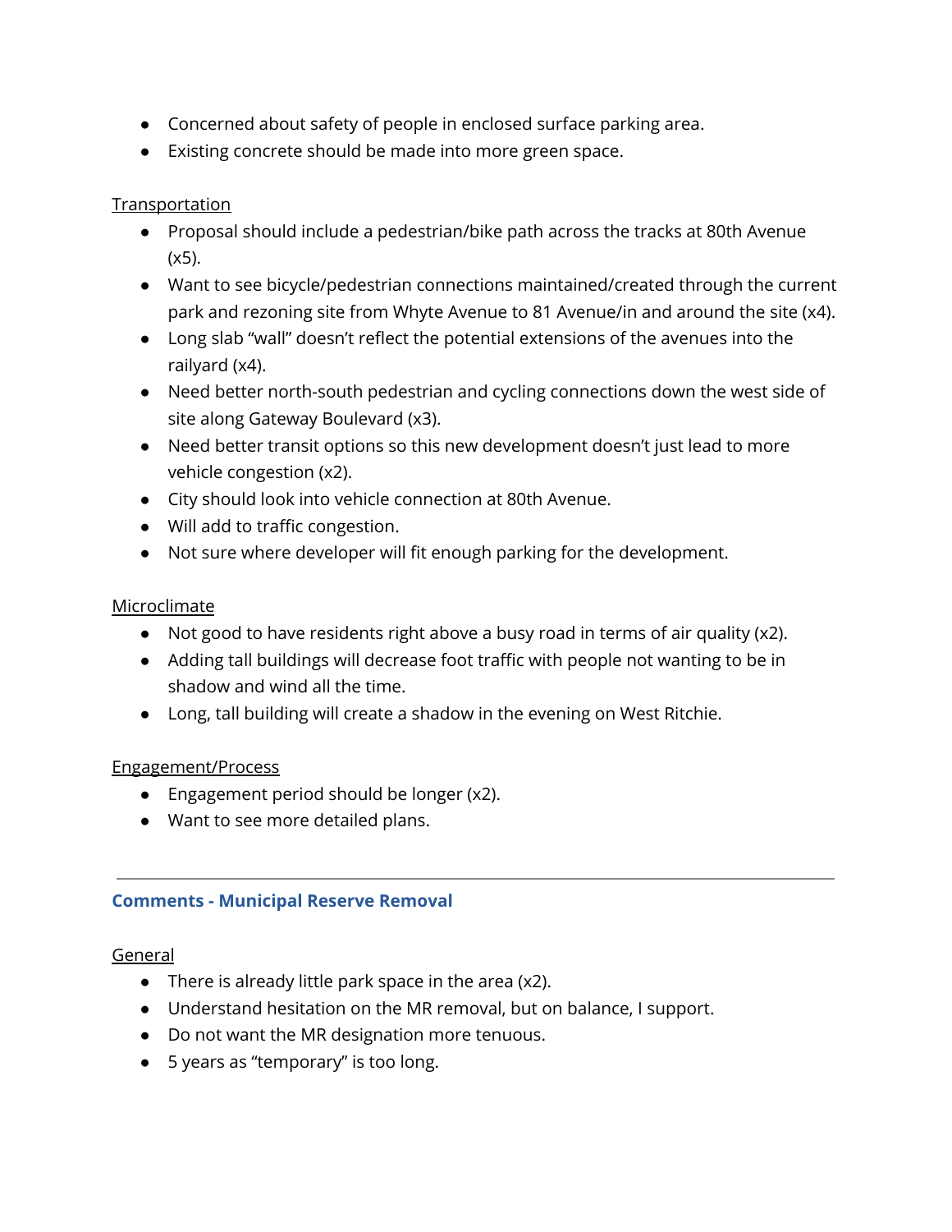- Concerned about safety of people in enclosed surface parking area.
- Existing concrete should be made into more green space.

Transportation

- Proposal should include a pedestrian/bike path across the tracks at 80th Avenue (x5).
- Want to see bicycle/pedestrian connections maintained/created through the current park and rezoning site from Whyte Avenue to 81 Avenue/in and around the site (x4).
- Long slab "wall" doesn't reflect the potential extensions of the avenues into the railyard (x4).
- Need better north-south pedestrian and cycling connections down the west side of site along Gateway Boulevard (x3).
- Need better transit options so this new development doesn't just lead to more vehicle congestion (x2).
- City should look into vehicle connection at 80th Avenue.
- Will add to traffic congestion.
- Not sure where developer will fit enough parking for the development.

Microclimate

- Not good to have residents right above a busy road in terms of air quality (x2).
- Adding tall buildings will decrease foot traffic with people not wanting to be in shadow and wind all the time.
- Long, tall building will create a shadow in the evening on West Ritchie.

Engagement/Process

- Engagement period should be longer (x2).
- Want to see more detailed plans.

---

### Comments - Municipal Reserve Removal

General

- There is already little park space in the area (x2).
- Understand hesitation on the MR removal, but on balance, I support.
- Do not want the MR designation more tenuous.
- 5 years as "temporary" is too long.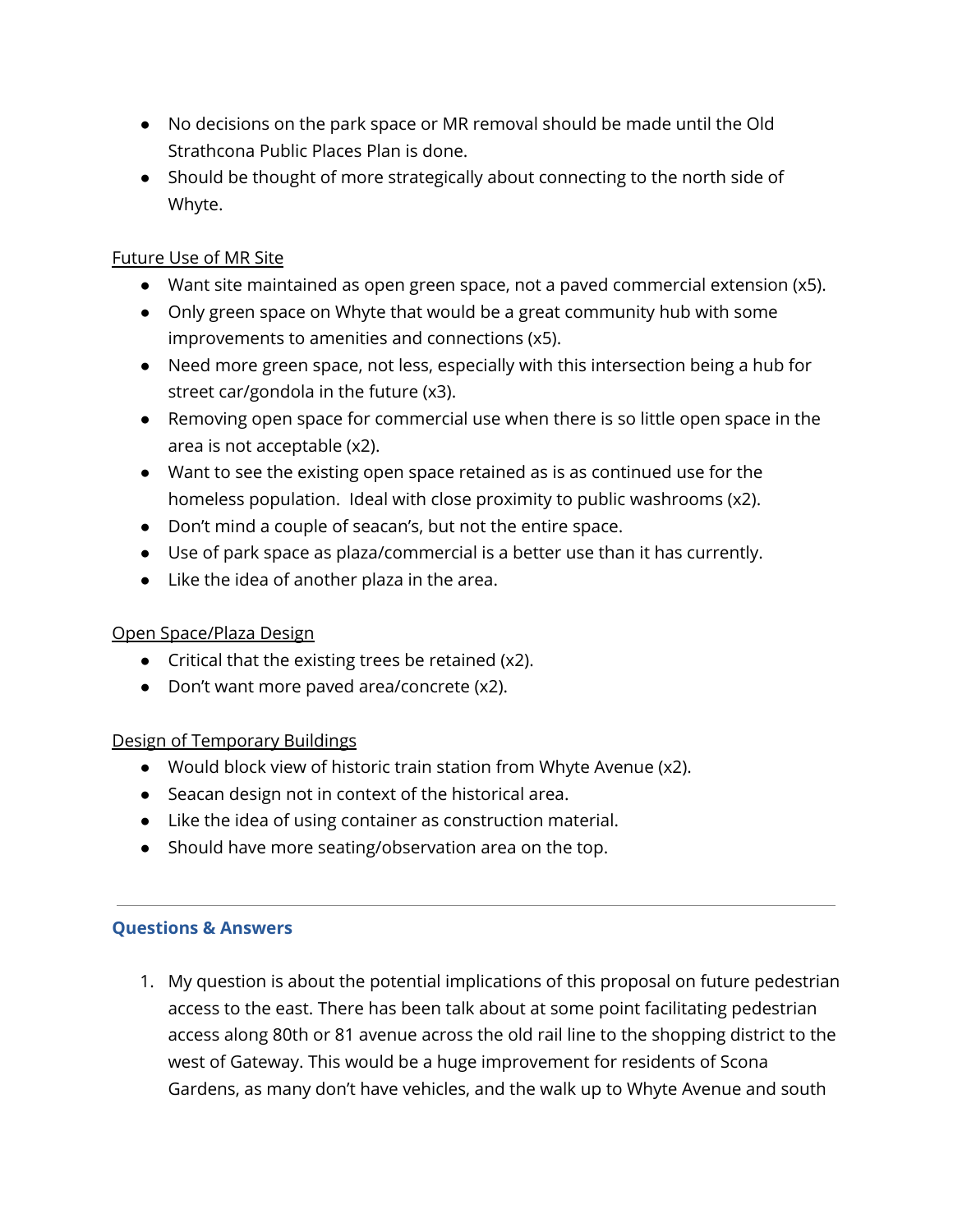- No decisions on the park space or MR removal should be made until the Old Strathcona Public Places Plan is done.
- Should be thought of more strategically about connecting to the north side of Whyte.

<u>Future Use of MR Site</u>

- Want site maintained as open green space, not a paved commercial extension (x5).
- Only green space on Whyte that would be a great community hub with some improvements to amenities and connections (x5).
- Need more green space, not less, especially with this intersection being a hub for street car/gondola in the future (x3).
- Removing open space for commercial use when there is so little open space in the area is not acceptable (x2).
- Want to see the existing open space retained as is as continued use for the homeless population.  Ideal with close proximity to public washrooms (x2).
- Don't mind a couple of seacan's, but not the entire space.
- Use of park space as plaza/commercial is a better use than it has currently.
- Like the idea of another plaza in the area.

<u>Open Space/Plaza Design</u>

- Critical that the existing trees be retained (x2).
- Don't want more paved area/concrete (x2).

<u>Design of Temporary Buildings</u>

- Would block view of historic train station from Whyte Avenue (x2).
- Seacan design not in context of the historical area.
- Like the idea of using container as construction material.
- Should have more seating/observation area on the top.

---

### Questions & Answers

1. My question is about the potential implications of this proposal on future pedestrian access to the east. There has been talk about at some point facilitating pedestrian access along 80th or 81 avenue across the old rail line to the shopping district to the west of Gateway. This would be a huge improvement for residents of Scona Gardens, as many don't have vehicles, and the walk up to Whyte Avenue and south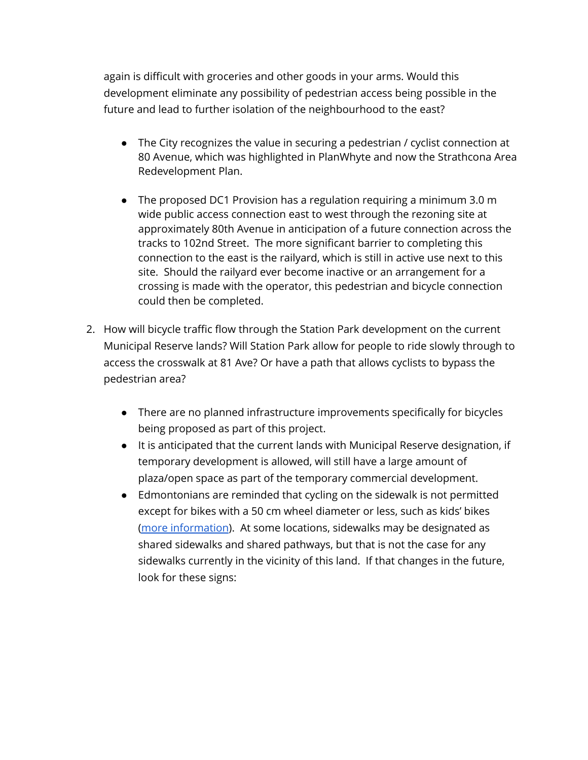again is difficult with groceries and other goods in your arms. Would this development eliminate any possibility of pedestrian access being possible in the future and lead to further isolation of the neighbourhood to the east?

- The City recognizes the value in securing a pedestrian / cyclist connection at 80 Avenue, which was highlighted in PlanWhyte and now the Strathcona Area Redevelopment Plan.

- The proposed DC1 Provision has a regulation requiring a minimum 3.0 m wide public access connection east to west through the rezoning site at approximately 80th Avenue in anticipation of a future connection across the tracks to 102nd Street. The more significant barrier to completing this connection to the east is the railyard, which is still in active use next to this site. Should the railyard ever become inactive or an arrangement for a crossing is made with the operator, this pedestrian and bicycle connection could then be completed.

2. How will bicycle traffic flow through the Station Park development on the current Municipal Reserve lands? Will Station Park allow for people to ride slowly through to access the crosswalk at 81 Ave? Or have a path that allows cyclists to bypass the pedestrian area?

   - There are no planned infrastructure improvements specifically for bicycles being proposed as part of this project.
   - It is anticipated that the current lands with Municipal Reserve designation, if temporary development is allowed, will still have a large amount of plaza/open space as part of the temporary commercial development.
   - Edmontonians are reminded that cycling on the sidewalk is not permitted except for bikes with a 50 cm wheel diameter or less, such as kids' bikes (more information). At some locations, sidewalks may be designated as shared sidewalks and shared pathways, but that is not the case for any sidewalks currently in the vicinity of this land. If that changes in the future, look for these signs: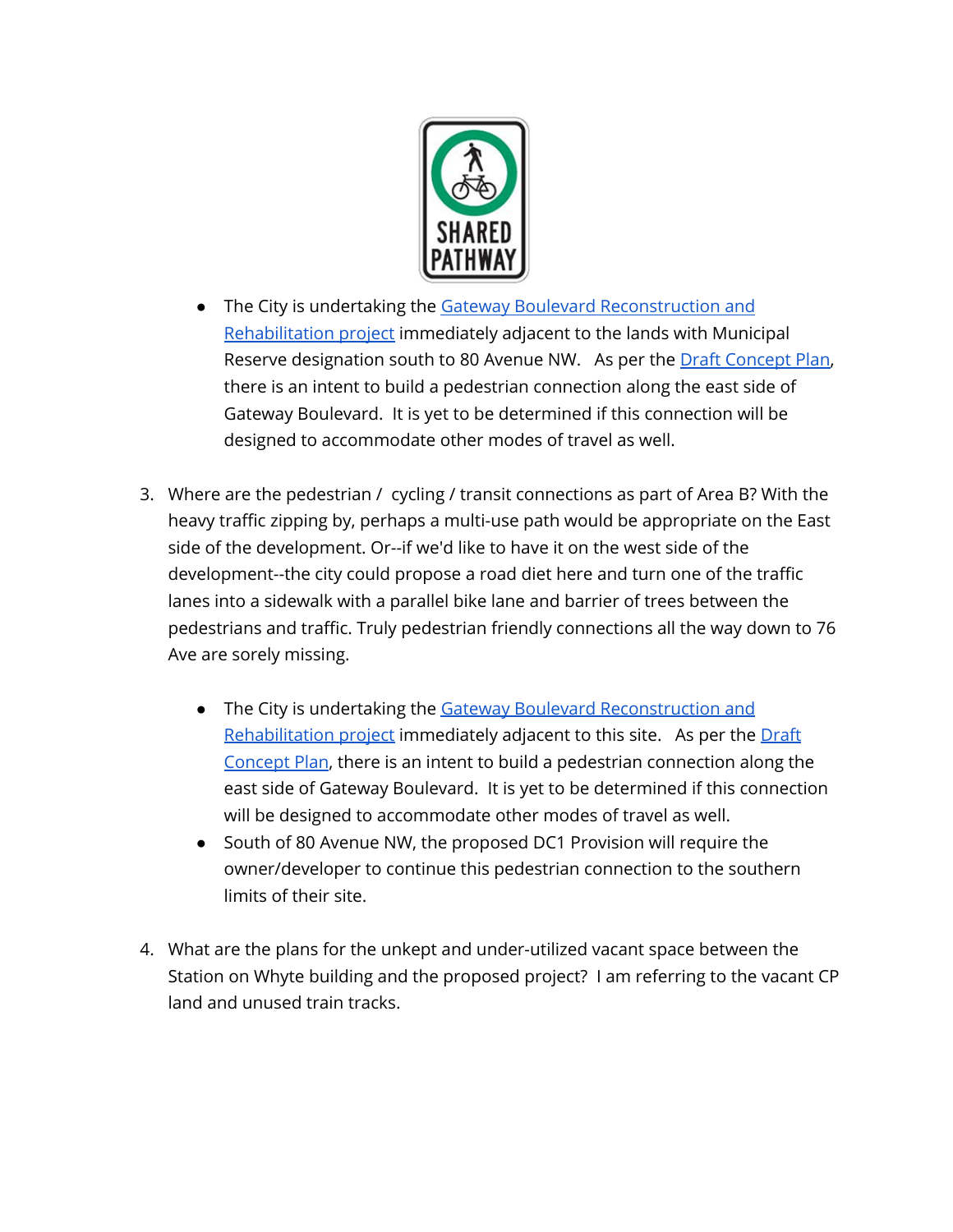- The City is undertaking the Gateway Boulevard Reconstruction and Rehabilitation project immediately adjacent to the lands with Municipal Reserve designation south to 80 Avenue NW. As per the Draft Concept Plan, there is an intent to build a pedestrian connection along the east side of Gateway Boulevard. It is yet to be determined if this connection will be designed to accommodate other modes of travel as well.

3. Where are the pedestrian / cycling / transit connections as part of Area B? With the heavy traffic zipping by, perhaps a multi-use path would be appropriate on the East side of the development. Or--if we'd like to have it on the west side of the development--the city could propose a road diet here and turn one of the traffic lanes into a sidewalk with a parallel bike lane and barrier of trees between the pedestrians and traffic. Truly pedestrian friendly connections all the way down to 76 Ave are sorely missing.

   - The City is undertaking the Gateway Boulevard Reconstruction and Rehabilitation project immediately adjacent to this site. As per the Draft Concept Plan, there is an intent to build a pedestrian connection along the east side of Gateway Boulevard. It is yet to be determined if this connection will be designed to accommodate other modes of travel as well.
   - South of 80 Avenue NW, the proposed DC1 Provision will require the owner/developer to continue this pedestrian connection to the southern limits of their site.

4. What are the plans for the unkept and under-utilized vacant space between the Station on Whyte building and the proposed project? I am referring to the vacant CP land and unused train tracks.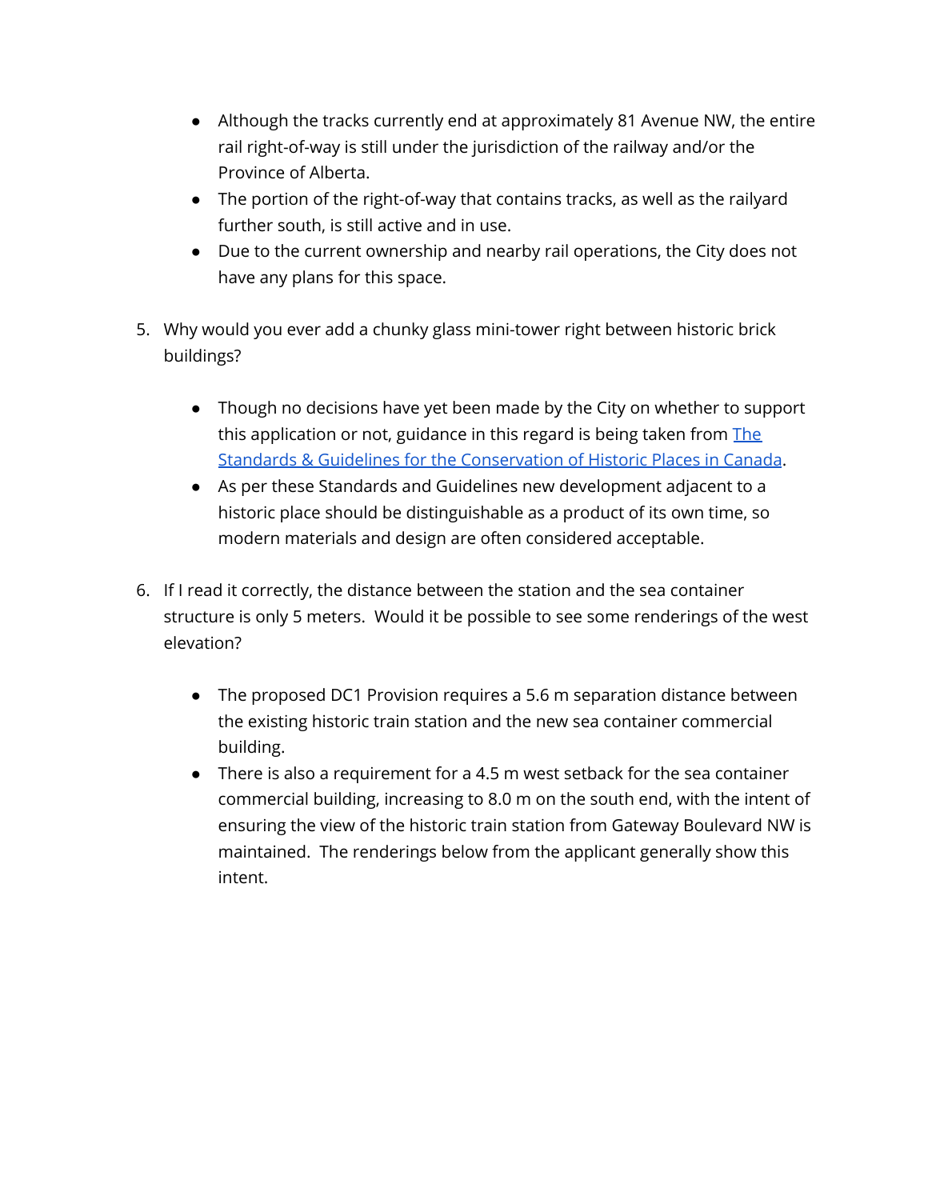- Although the tracks currently end at approximately 81 Avenue NW, the entire rail right-of-way is still under the jurisdiction of the railway and/or the Province of Alberta.
- The portion of the right-of-way that contains tracks, as well as the railyard further south, is still active and in use.
- Due to the current ownership and nearby rail operations, the City does not have any plans for this space.

5. Why would you ever add a chunky glass mini-tower right between historic brick buildings?

   - Though no decisions have yet been made by the City on whether to support this application or not, guidance in this regard is being taken from The Standards & Guidelines for the Conservation of Historic Places in Canada.
   - As per these Standards and Guidelines new development adjacent to a historic place should be distinguishable as a product of its own time, so modern materials and design are often considered acceptable.

6. If I read it correctly, the distance between the station and the sea container structure is only 5 meters. Would it be possible to see some renderings of the west elevation?

   - The proposed DC1 Provision requires a 5.6 m separation distance between the existing historic train station and the new sea container commercial building.
   - There is also a requirement for a 4.5 m west setback for the sea container commercial building, increasing to 8.0 m on the south end, with the intent of ensuring the view of the historic train station from Gateway Boulevard NW is maintained. The renderings below from the applicant generally show this intent.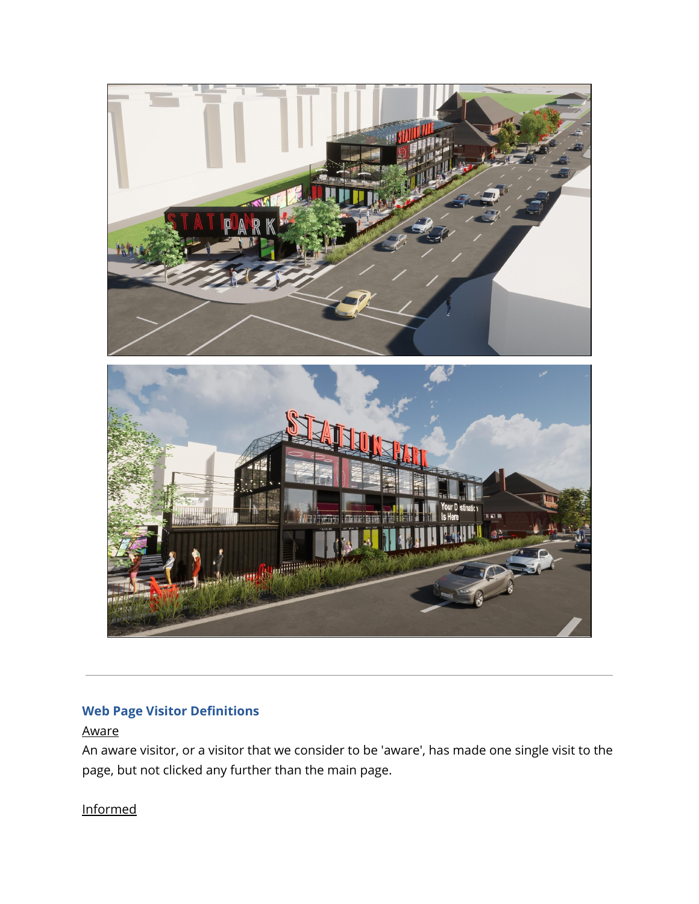---

### Web Page Visitor Definitions

Aware

An aware visitor, or a visitor that we consider to be 'aware', has made one single visit to the page, but not clicked any further than the main page.

Informed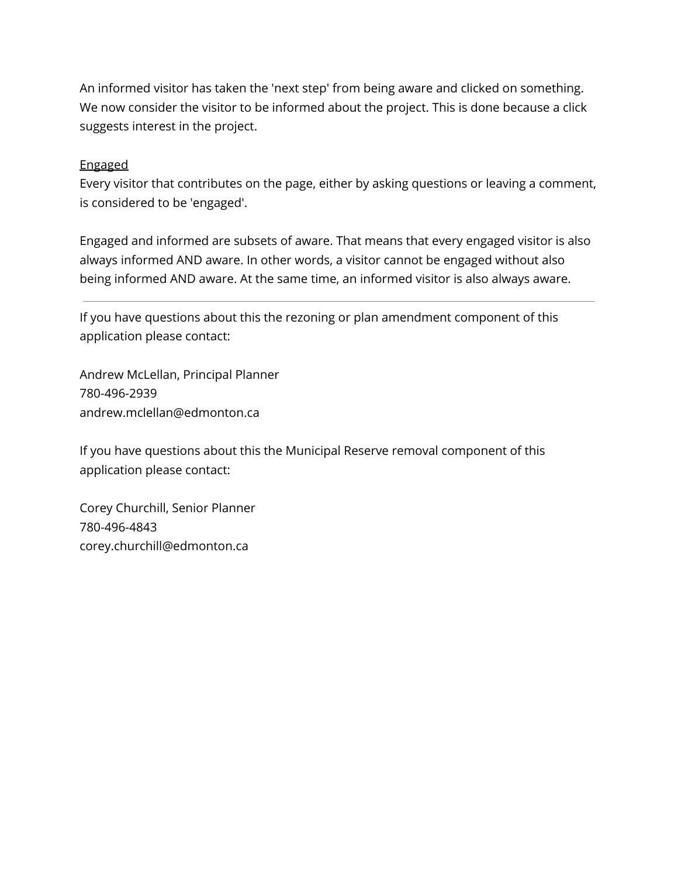An informed visitor has taken the 'next step' from being aware and clicked on something. We now consider the visitor to be informed about the project. This is done because a click suggests interest in the project.

<u>Engaged</u>

Every visitor that contributes on the page, either by asking questions or leaving a comment, is considered to be 'engaged'.

Engaged and informed are subsets of aware. That means that every engaged visitor is also always informed AND aware. In other words, a visitor cannot be engaged without also being informed AND aware. At the same time, an informed visitor is also always aware.

---

If you have questions about this the rezoning or plan amendment component of this application please contact:

Andrew McLellan, Principal Planner
780-496-2939
andrew.mclellan@edmonton.ca

If you have questions about this the Municipal Reserve removal component of this application please contact:

Corey Churchill, Senior Planner
780-496-4843
corey.churchill@edmonton.ca